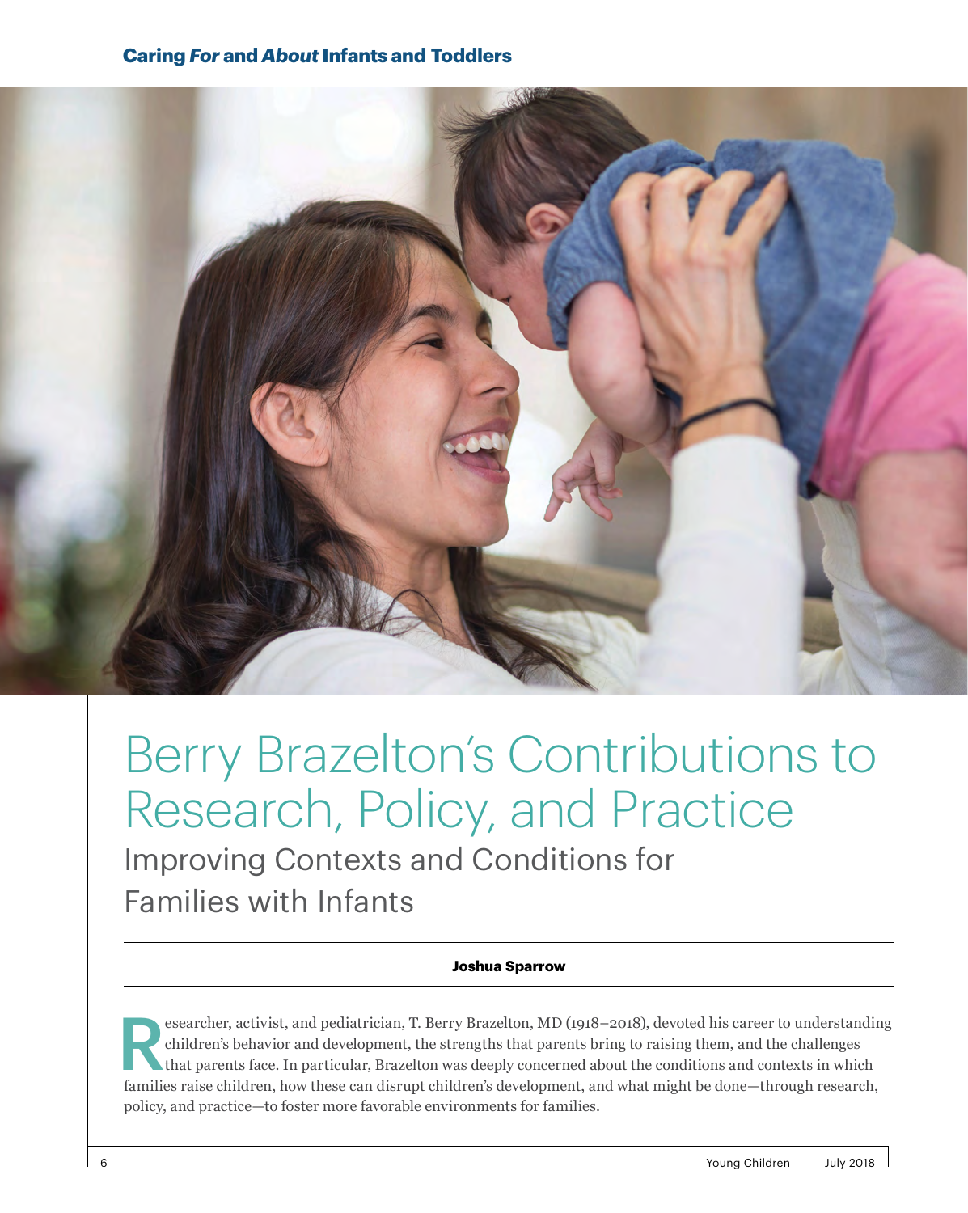# Berry Brazelton's Contributions to Research, Policy, and Practice

## Improving Contexts and Conditions for Families with Infants

**Joshua Sparrow**

Researcher, activist, and pediatrician, T. Berry Brazelton, MD (1918–2018), devoted his career to understanding children's behavior and development, the strengths that parents bring to raising them, and the challenges that parents face. In particular, Brazelton was deeply concerned about the conditions and contexts in which families raise children, how these can disrupt children's development, and what might be done—through research, policy, and practice—to foster more favorable environments for families.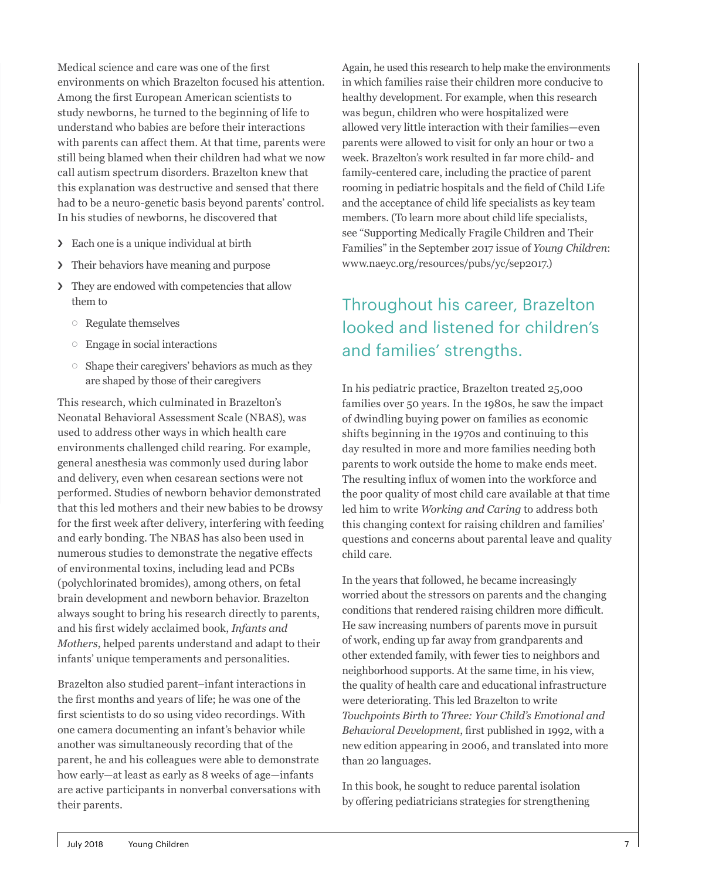Medical science and care was one of the first environments on which Brazelton focused his attention. Among the first European American scientists to study newborns, he turned to the beginning of life to understand who babies are before their interactions with parents can affect them. At that time, parents were still being blamed when their children had what we now call autism spectrum disorders. Brazelton knew that this explanation was destructive and sensed that there had to be a neuro-genetic basis beyond parents' control. In his studies of newborns, he discovered that

- Each one is a unique individual at birth
- Their behaviors have meaning and purpose
- They are endowed with competencies that allow them to
  - Regulate themselves
  - Engage in social interactions
  - Shape their caregivers' behaviors as much as they are shaped by those of their caregivers

This research, which culminated in Brazelton's Neonatal Behavioral Assessment Scale (NBAS), was used to address other ways in which health care environments challenged child rearing. For example, general anesthesia was commonly used during labor and delivery, even when cesarean sections were not performed. Studies of newborn behavior demonstrated that this led mothers and their new babies to be drowsy for the first week after delivery, interfering with feeding and early bonding. The NBAS has also been used in numerous studies to demonstrate the negative effects of environmental toxins, including lead and PCBs (polychlorinated bromides), among others, on fetal brain development and newborn behavior. Brazelton always sought to bring his research directly to parents, and his first widely acclaimed book, *Infants and Mothers*, helped parents understand and adapt to their infants' unique temperaments and personalities.

Brazelton also studied parent–infant interactions in the first months and years of life; he was one of the first scientists to do so using video recordings. With one camera documenting an infant's behavior while another was simultaneously recording that of the parent, he and his colleagues were able to demonstrate how early—at least as early as 8 weeks of age—infants are active participants in nonverbal conversations with their parents.

Again, he used this research to help make the environments in which families raise their children more conducive to healthy development. For example, when this research was begun, children who were hospitalized were allowed very little interaction with their families—even parents were allowed to visit for only an hour or two a week. Brazelton's work resulted in far more child- and family-centered care, including the practice of parent rooming in pediatric hospitals and the field of Child Life and the acceptance of child life specialists as key team members. (To learn more about child life specialists, see "Supporting Medically Fragile Children and Their Families" in the September 2017 issue of *Young Children*: www.naeyc.org/resources/pubs/yc/sep2017.)

## Throughout his career, Brazelton looked and listened for children's and families' strengths.

In his pediatric practice, Brazelton treated 25,000 families over 50 years. In the 1980s, he saw the impact of dwindling buying power on families as economic shifts beginning in the 1970s and continuing to this day resulted in more and more families needing both parents to work outside the home to make ends meet. The resulting influx of women into the workforce and the poor quality of most child care available at that time led him to write *Working and Caring* to address both this changing context for raising children and families' questions and concerns about parental leave and quality child care.

In the years that followed, he became increasingly worried about the stressors on parents and the changing conditions that rendered raising children more difficult. He saw increasing numbers of parents move in pursuit of work, ending up far away from grandparents and other extended family, with fewer ties to neighbors and neighborhood supports. At the same time, in his view, the quality of health care and educational infrastructure were deteriorating. This led Brazelton to write *Touchpoints Birth to Three: Your Child's Emotional and Behavioral Development*, first published in 1992, with a new edition appearing in 2006, and translated into more than 20 languages.

In this book, he sought to reduce parental isolation by offering pediatricians strategies for strengthening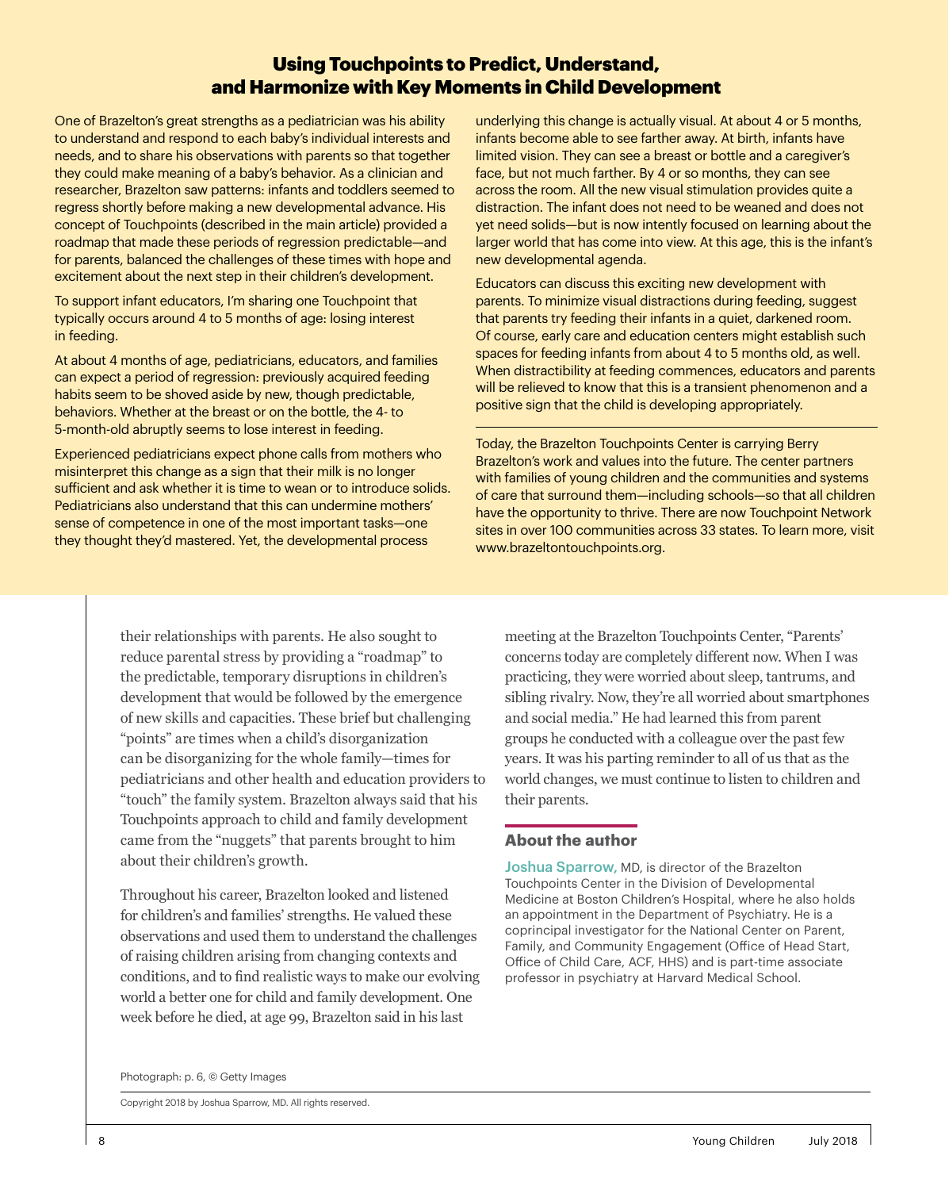## Using Touchpoints to Predict, Understand, and Harmonize with Key Moments in Child Development

One of Brazelton's great strengths as a pediatrician was his ability to understand and respond to each baby's individual interests and needs, and to share his observations with parents so that together they could make meaning of a baby's behavior. As a clinician and researcher, Brazelton saw patterns: infants and toddlers seemed to regress shortly before making a new developmental advance. His concept of Touchpoints (described in the main article) provided a roadmap that made these periods of regression predictable—and for parents, balanced the challenges of these times with hope and excitement about the next step in their children's development.

To support infant educators, I'm sharing one Touchpoint that typically occurs around 4 to 5 months of age: losing interest in feeding.

At about 4 months of age, pediatricians, educators, and families can expect a period of regression: previously acquired feeding habits seem to be shoved aside by new, though predictable, behaviors. Whether at the breast or on the bottle, the 4- to 5-month-old abruptly seems to lose interest in feeding.

Experienced pediatricians expect phone calls from mothers who misinterpret this change as a sign that their milk is no longer sufficient and ask whether it is time to wean or to introduce solids. Pediatricians also understand that this can undermine mothers' sense of competence in one of the most important tasks—one they thought they'd mastered. Yet, the developmental process underlying this change is actually visual. At about 4 or 5 months, infants become able to see farther away. At birth, infants have limited vision. They can see a breast or bottle and a caregiver's face, but not much farther. By 4 or so months, they can see across the room. All the new visual stimulation provides quite a distraction. The infant does not need to be weaned and does not yet need solids—but is now intently focused on learning about the larger world that has come into view. At this age, this is the infant's new developmental agenda.

Educators can discuss this exciting new development with parents. To minimize visual distractions during feeding, suggest that parents try feeding their infants in a quiet, darkened room. Of course, early care and education centers might establish such spaces for feeding infants from about 4 to 5 months old, as well. When distractibility at feeding commences, educators and parents will be relieved to know that this is a transient phenomenon and a positive sign that the child is developing appropriately.

Today, the Brazelton Touchpoints Center is carrying Berry Brazelton's work and values into the future. The center partners with families of young children and the communities and systems of care that surround them—including schools—so that all children have the opportunity to thrive. There are now Touchpoint Network sites in over 100 communities across 33 states. To learn more, visit www.brazeltontouchpoints.org.

---

their relationships with parents. He also sought to reduce parental stress by providing a "roadmap" to the predictable, temporary disruptions in children's development that would be followed by the emergence of new skills and capacities. These brief but challenging "points" are times when a child's disorganization can be disorganizing for the whole family—times for pediatricians and other health and education providers to "touch" the family system. Brazelton always said that his Touchpoints approach to child and family development came from the "nuggets" that parents brought to him about their children's growth.

Throughout his career, Brazelton looked and listened for children's and families' strengths. He valued these observations and used them to understand the challenges of raising children arising from changing contexts and conditions, and to find realistic ways to make our evolving world a better one for child and family development. One week before he died, at age 99, Brazelton said in his last meeting at the Brazelton Touchpoints Center, "Parents' concerns today are completely different now. When I was practicing, they were worried about sleep, tantrums, and sibling rivalry. Now, they're all worried about smartphones and social media." He had learned this from parent groups he conducted with a colleague over the past few years. It was his parting reminder to all of us that as the world changes, we must continue to listen to children and their parents.

### About the author

**Joshua Sparrow,** MD, is director of the Brazelton Touchpoints Center in the Division of Developmental Medicine at Boston Children's Hospital, where he also holds an appointment in the Department of Psychiatry. He is a coprincipal investigator for the National Center on Parent, Family, and Community Engagement (Office of Head Start, Office of Child Care, ACF, HHS) and is part-time associate professor in psychiatry at Harvard Medical School.

Photograph: p. 6, © Getty Images

Copyright 2018 by Joshua Sparrow, MD. All rights reserved.